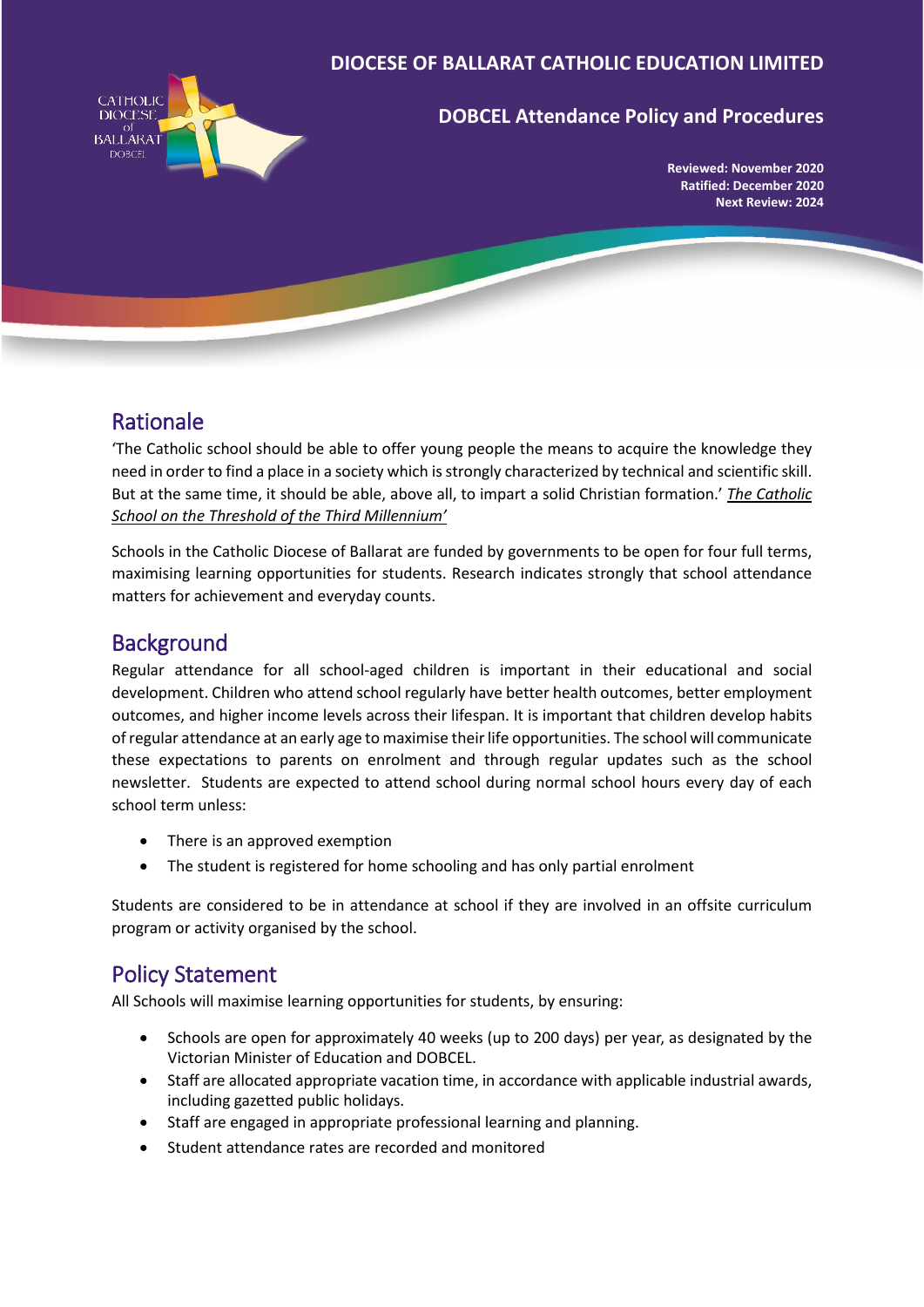**DIOCESE OF BALLARAT CATHOLIC EDUCATION LIMITED**

# DOBCEL Attendance Policy and Procedures

**Reviewed: November 2020**
**Ratified: December 2020**
**Next Review: 2024**

## Rationale

'The Catholic school should be able to offer young people the means to acquire the knowledge they need in order to find a place in a society which is strongly characterized by technical and scientific skill. But at the same time, it should be able, above all, to impart a solid Christian formation.' *The Catholic School on the Threshold of the Third Millennium'*

Schools in the Catholic Diocese of Ballarat are funded by governments to be open for four full terms, maximising learning opportunities for students. Research indicates strongly that school attendance matters for achievement and everyday counts.

## Background

Regular attendance for all school-aged children is important in their educational and social development. Children who attend school regularly have better health outcomes, better employment outcomes, and higher income levels across their lifespan. It is important that children develop habits of regular attendance at an early age to maximise their life opportunities. The school will communicate these expectations to parents on enrolment and through regular updates such as the school newsletter. Students are expected to attend school during normal school hours every day of each school term unless:

- There is an approved exemption
- The student is registered for home schooling and has only partial enrolment

Students are considered to be in attendance at school if they are involved in an offsite curriculum program or activity organised by the school.

## Policy Statement

All Schools will maximise learning opportunities for students, by ensuring:

- Schools are open for approximately 40 weeks (up to 200 days) per year, as designated by the Victorian Minister of Education and DOBCEL.
- Staff are allocated appropriate vacation time, in accordance with applicable industrial awards, including gazetted public holidays.
- Staff are engaged in appropriate professional learning and planning.
- Student attendance rates are recorded and monitored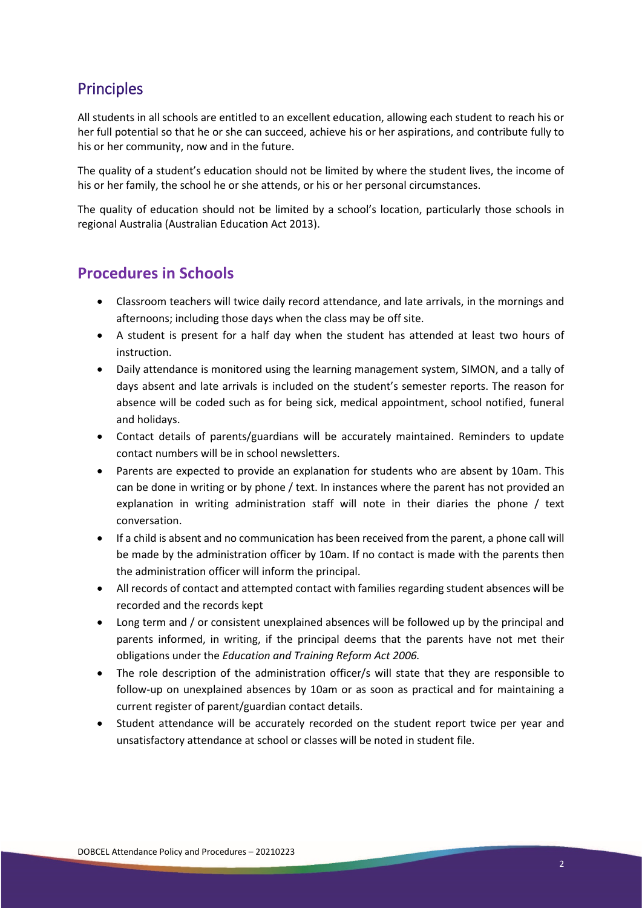## Principles

All students in all schools are entitled to an excellent education, allowing each student to reach his or her full potential so that he or she can succeed, achieve his or her aspirations, and contribute fully to his or her community, now and in the future.

The quality of a student's education should not be limited by where the student lives, the income of his or her family, the school he or she attends, or his or her personal circumstances.

The quality of education should not be limited by a school's location, particularly those schools in regional Australia (Australian Education Act 2013).

## **Procedures in Schools**

- Classroom teachers will twice daily record attendance, and late arrivals, in the mornings and afternoons; including those days when the class may be off site.
- A student is present for a half day when the student has attended at least two hours of instruction.
- Daily attendance is monitored using the learning management system, SIMON, and a tally of days absent and late arrivals is included on the student's semester reports. The reason for absence will be coded such as for being sick, medical appointment, school notified, funeral and holidays.
- Contact details of parents/guardians will be accurately maintained. Reminders to update contact numbers will be in school newsletters.
- Parents are expected to provide an explanation for students who are absent by 10am. This can be done in writing or by phone / text. In instances where the parent has not provided an explanation in writing administration staff will note in their diaries the phone / text conversation.
- If a child is absent and no communication has been received from the parent, a phone call will be made by the administration officer by 10am. If no contact is made with the parents then the administration officer will inform the principal.
- All records of contact and attempted contact with families regarding student absences will be recorded and the records kept
- Long term and / or consistent unexplained absences will be followed up by the principal and parents informed, in writing, if the principal deems that the parents have not met their obligations under the *Education and Training Reform Act 2006.*
- The role description of the administration officer/s will state that they are responsible to follow-up on unexplained absences by 10am or as soon as practical and for maintaining a current register of parent/guardian contact details.
- Student attendance will be accurately recorded on the student report twice per year and unsatisfactory attendance at school or classes will be noted in student file.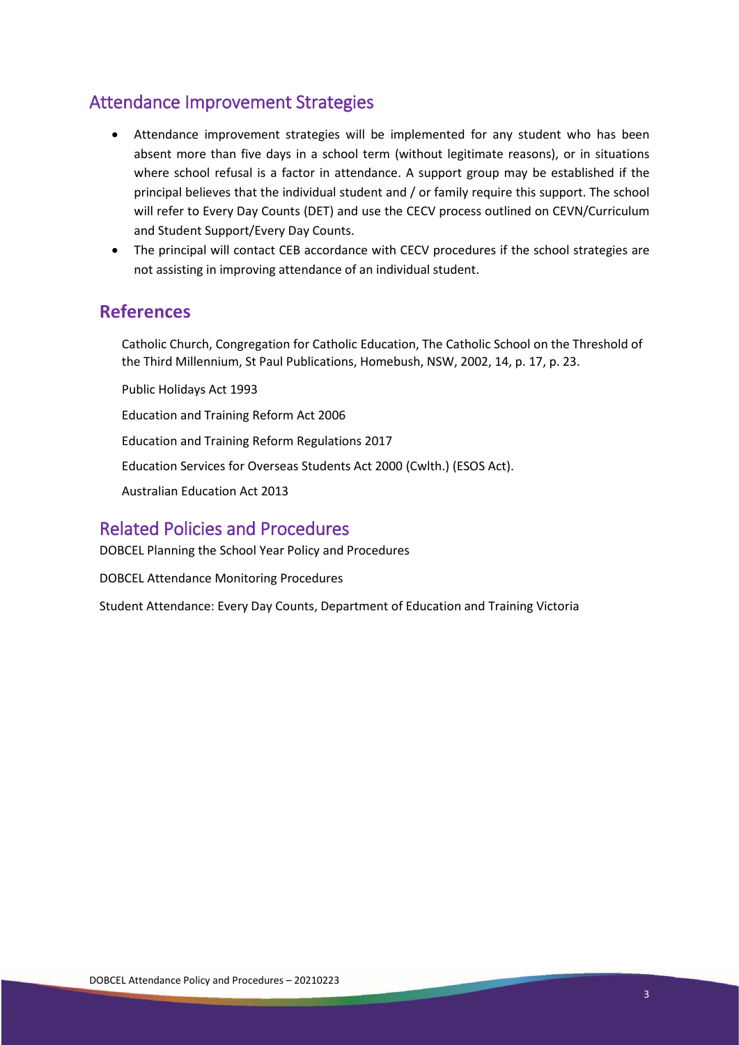## Attendance Improvement Strategies

- Attendance improvement strategies will be implemented for any student who has been absent more than five days in a school term (without legitimate reasons), or in situations where school refusal is a factor in attendance. A support group may be established if the principal believes that the individual student and / or family require this support. The school will refer to Every Day Counts (DET) and use the CECV process outlined on CEVN/Curriculum and Student Support/Every Day Counts.
- The principal will contact CEB accordance with CECV procedures if the school strategies are not assisting in improving attendance of an individual student.

## References

Catholic Church, Congregation for Catholic Education, The Catholic School on the Threshold of the Third Millennium, St Paul Publications, Homebush, NSW, 2002, 14, p. 17, p. 23.

Public Holidays Act 1993

Education and Training Reform Act 2006

Education and Training Reform Regulations 2017

Education Services for Overseas Students Act 2000 (Cwlth.) (ESOS Act).

Australian Education Act 2013

## Related Policies and Procedures

DOBCEL Planning the School Year Policy and Procedures

DOBCEL Attendance Monitoring Procedures

Student Attendance: Every Day Counts, Department of Education and Training Victoria